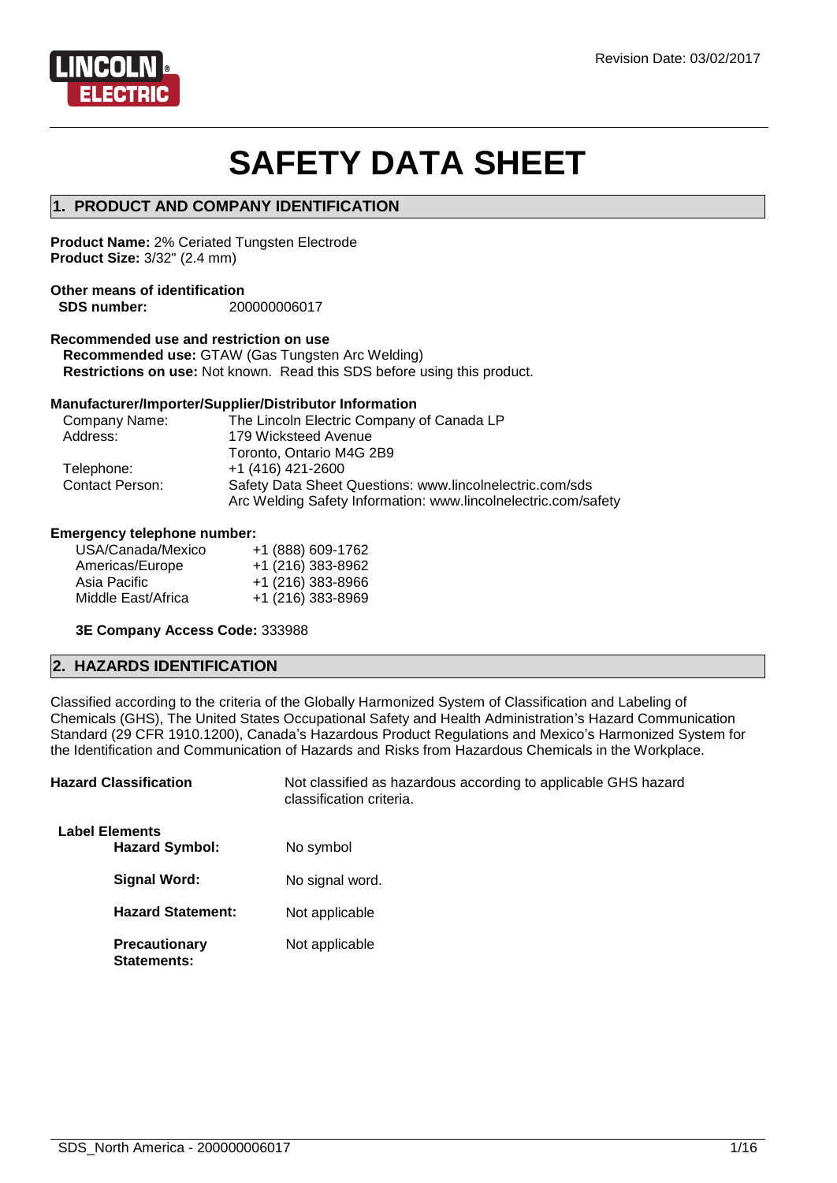Revision Date: 03/02/2017

# SAFETY DATA SHEET

## 1. PRODUCT AND COMPANY IDENTIFICATION

**Product Name:** 2% Ceriated Tungsten Electrode
**Product Size:** 3/32" (2.4 mm)

**Other means of identification**
**SDS number:** 200000006017

**Recommended use and restriction on use**
**Recommended use:** GTAW (Gas Tungsten Arc Welding)
**Restrictions on use:** Not known. Read this SDS before using this product.

**Manufacturer/Importer/Supplier/Distributor Information**

| | |
|---|---|
| Company Name: | The Lincoln Electric Company of Canada LP |
| Address: | 179 Wicksteed Avenue<br>Toronto, Ontario M4G 2B9 |
| Telephone: | +1 (416) 421-2600 |
| Contact Person: | Safety Data Sheet Questions: www.lincolnelectric.com/sds<br>Arc Welding Safety Information: www.lincolnelectric.com/safety |

**Emergency telephone number:**

| | |
|---|---|
| USA/Canada/Mexico | +1 (888) 609-1762 |
| Americas/Europe | +1 (216) 383-8962 |
| Asia Pacific | +1 (216) 383-8966 |
| Middle East/Africa | +1 (216) 383-8969 |

**3E Company Access Code:** 333988

## 2. HAZARDS IDENTIFICATION

Classified according to the criteria of the Globally Harmonized System of Classification and Labeling of Chemicals (GHS), The United States Occupational Safety and Health Administration's Hazard Communication Standard (29 CFR 1910.1200), Canada's Hazardous Product Regulations and Mexico's Harmonized System for the Identification and Communication of Hazards and Risks from Hazardous Chemicals in the Workplace.

**Hazard Classification** Not classified as hazardous according to applicable GHS hazard classification criteria.

**Label Elements**

**Hazard Symbol:** No symbol

**Signal Word:** No signal word.

**Hazard Statement:** Not applicable

**Precautionary Statements:** Not applicable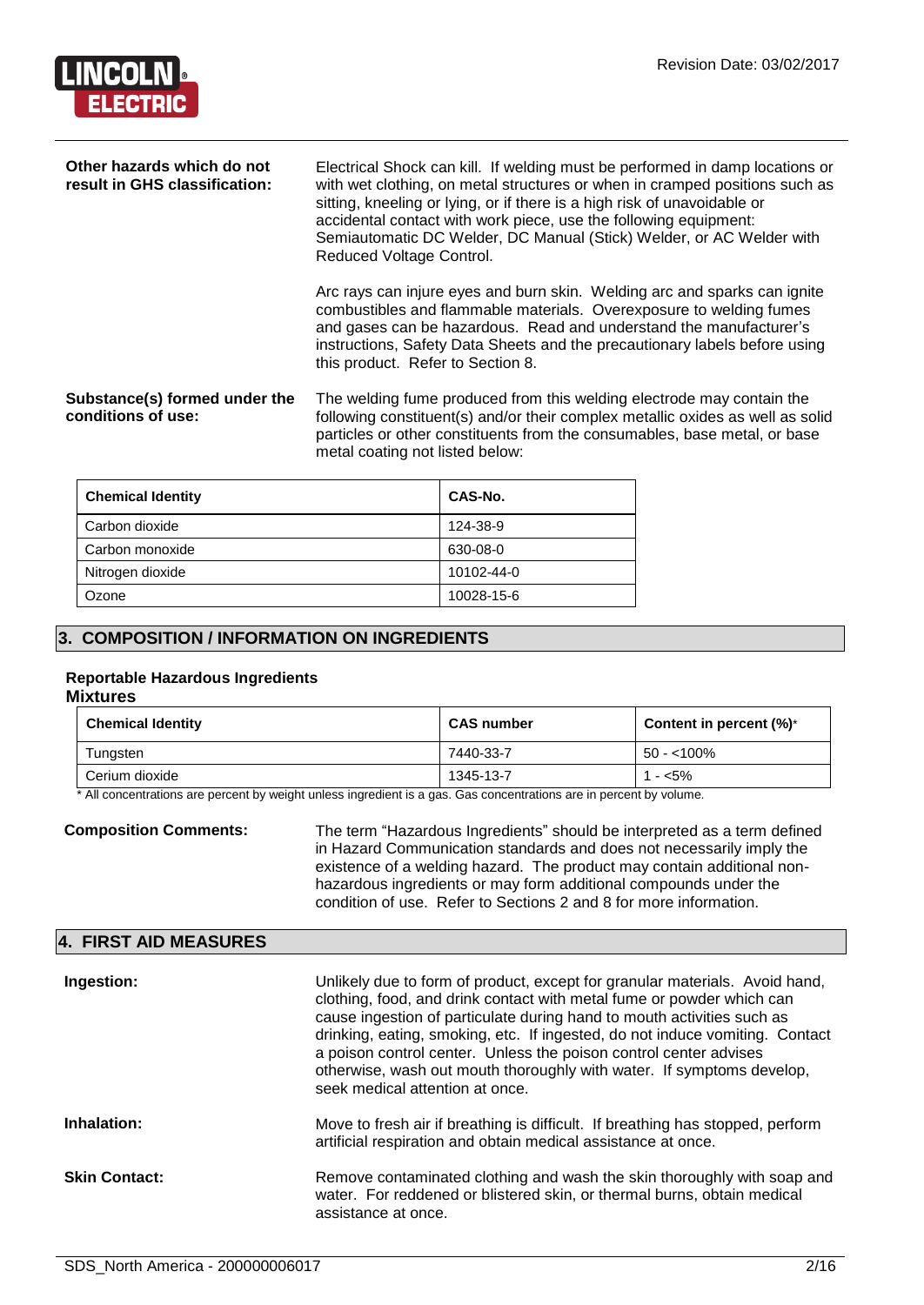**Other hazards which do not result in GHS classification:**

Electrical Shock can kill. If welding must be performed in damp locations or with wet clothing, on metal structures or when in cramped positions such as sitting, kneeling or lying, or if there is a high risk of unavoidable or accidental contact with work piece, use the following equipment: Semiautomatic DC Welder, DC Manual (Stick) Welder, or AC Welder with Reduced Voltage Control.

Arc rays can injure eyes and burn skin. Welding arc and sparks can ignite combustibles and flammable materials. Overexposure to welding fumes and gases can be hazardous. Read and understand the manufacturer's instructions, Safety Data Sheets and the precautionary labels before using this product. Refer to Section 8.

**Substance(s) formed under the conditions of use:**

The welding fume produced from this welding electrode may contain the following constituent(s) and/or their complex metallic oxides as well as solid particles or other constituents from the consumables, base metal, or base metal coating not listed below:

| Chemical Identity | CAS-No. |
|---|---|
| Carbon dioxide | 124-38-9 |
| Carbon monoxide | 630-08-0 |
| Nitrogen dioxide | 10102-44-0 |
| Ozone | 10028-15-6 |

## 3. COMPOSITION / INFORMATION ON INGREDIENTS

**Reportable Hazardous Ingredients**
**Mixtures**

| Chemical Identity | CAS number | Content in percent (%)* |
|---|---|---|
| Tungsten | 7440-33-7 | 50 - <100% |
| Cerium dioxide | 1345-13-7 | 1 - <5% |

* All concentrations are percent by weight unless ingredient is a gas. Gas concentrations are in percent by volume.

**Composition Comments:**

The term "Hazardous Ingredients" should be interpreted as a term defined in Hazard Communication standards and does not necessarily imply the existence of a welding hazard. The product may contain additional non-hazardous ingredients or may form additional compounds under the condition of use. Refer to Sections 2 and 8 for more information.

## 4. FIRST AID MEASURES

**Ingestion:**

Unlikely due to form of product, except for granular materials. Avoid hand, clothing, food, and drink contact with metal fume or powder which can cause ingestion of particulate during hand to mouth activities such as drinking, eating, smoking, etc. If ingested, do not induce vomiting. Contact a poison control center. Unless the poison control center advises otherwise, wash out mouth thoroughly with water. If symptoms develop, seek medical attention at once.

**Inhalation:**

Move to fresh air if breathing is difficult. If breathing has stopped, perform artificial respiration and obtain medical assistance at once.

**Skin Contact:**

Remove contaminated clothing and wash the skin thoroughly with soap and water. For reddened or blistered skin, or thermal burns, obtain medical assistance at once.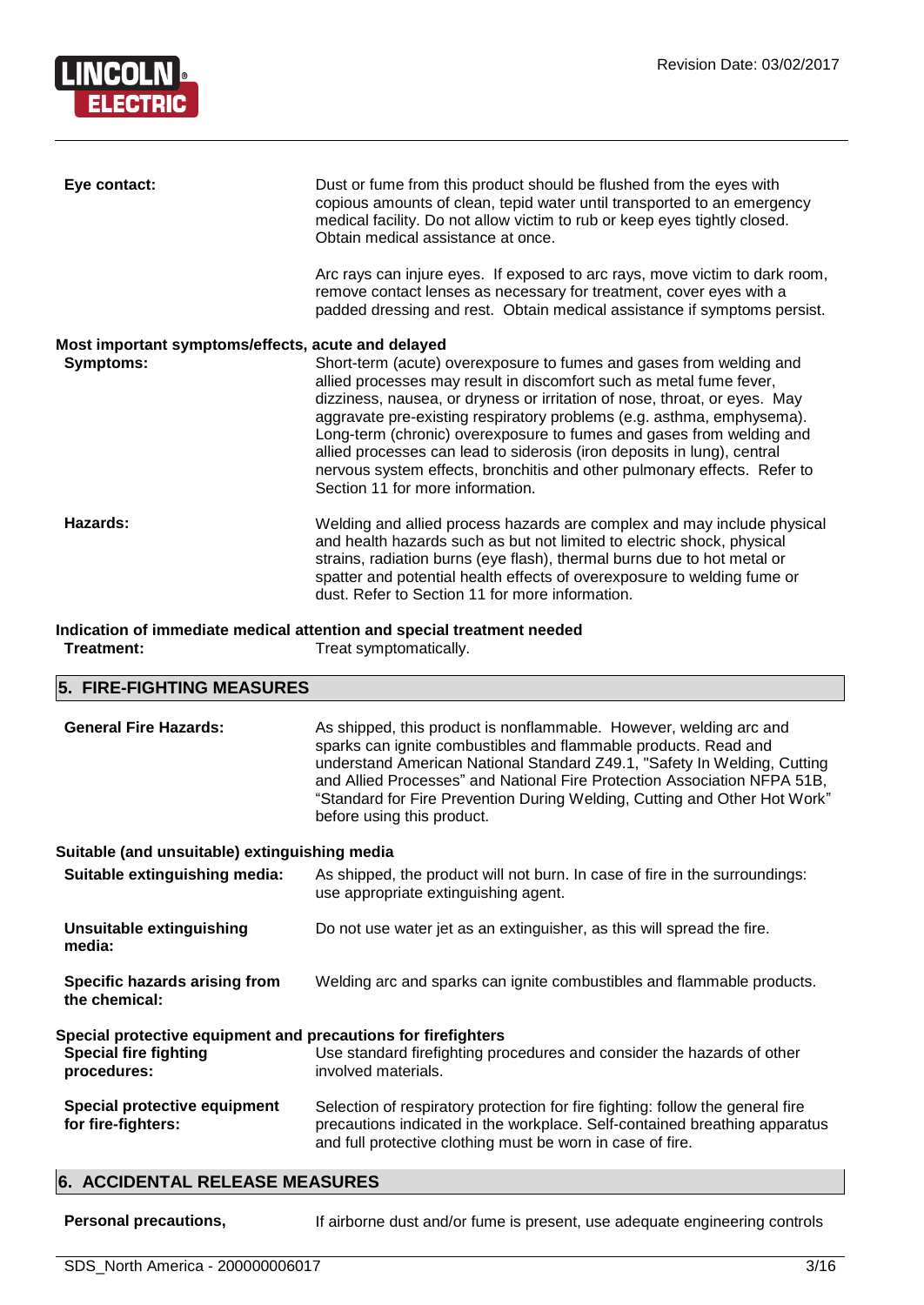**Eye contact:** Dust or fume from this product should be flushed from the eyes with copious amounts of clean, tepid water until transported to an emergency medical facility. Do not allow victim to rub or keep eyes tightly closed. Obtain medical assistance at once.

Arc rays can injure eyes. If exposed to arc rays, move victim to dark room, remove contact lenses as necessary for treatment, cover eyes with a padded dressing and rest. Obtain medical assistance if symptoms persist.

**Most important symptoms/effects, acute and delayed**

**Symptoms:** Short-term (acute) overexposure to fumes and gases from welding and allied processes may result in discomfort such as metal fume fever, dizziness, nausea, or dryness or irritation of nose, throat, or eyes. May aggravate pre-existing respiratory problems (e.g. asthma, emphysema). Long-term (chronic) overexposure to fumes and gases from welding and allied processes can lead to siderosis (iron deposits in lung), central nervous system effects, bronchitis and other pulmonary effects. Refer to Section 11 for more information.

**Hazards:** Welding and allied process hazards are complex and may include physical and health hazards such as but not limited to electric shock, physical strains, radiation burns (eye flash), thermal burns due to hot metal or spatter and potential health effects of overexposure to welding fume or dust. Refer to Section 11 for more information.

**Indication of immediate medical attention and special treatment needed**

**Treatment:** Treat symptomatically.

## 5. FIRE-FIGHTING MEASURES

**General Fire Hazards:** As shipped, this product is nonflammable. However, welding arc and sparks can ignite combustibles and flammable products. Read and understand American National Standard Z49.1, "Safety In Welding, Cutting and Allied Processes" and National Fire Protection Association NFPA 51B, "Standard for Fire Prevention During Welding, Cutting and Other Hot Work" before using this product.

**Suitable (and unsuitable) extinguishing media**

**Suitable extinguishing media:** As shipped, the product will not burn. In case of fire in the surroundings: use appropriate extinguishing agent.

**Unsuitable extinguishing media:** Do not use water jet as an extinguisher, as this will spread the fire.

**Specific hazards arising from the chemical:** Welding arc and sparks can ignite combustibles and flammable products.

**Special protective equipment and precautions for firefighters**

**Special fire fighting procedures:** Use standard firefighting procedures and consider the hazards of other involved materials.

**Special protective equipment for fire-fighters:** Selection of respiratory protection for fire fighting: follow the general fire precautions indicated in the workplace. Self-contained breathing apparatus and full protective clothing must be worn in case of fire.

## 6. ACCIDENTAL RELEASE MEASURES

**Personal precautions,** If airborne dust and/or fume is present, use adequate engineering controls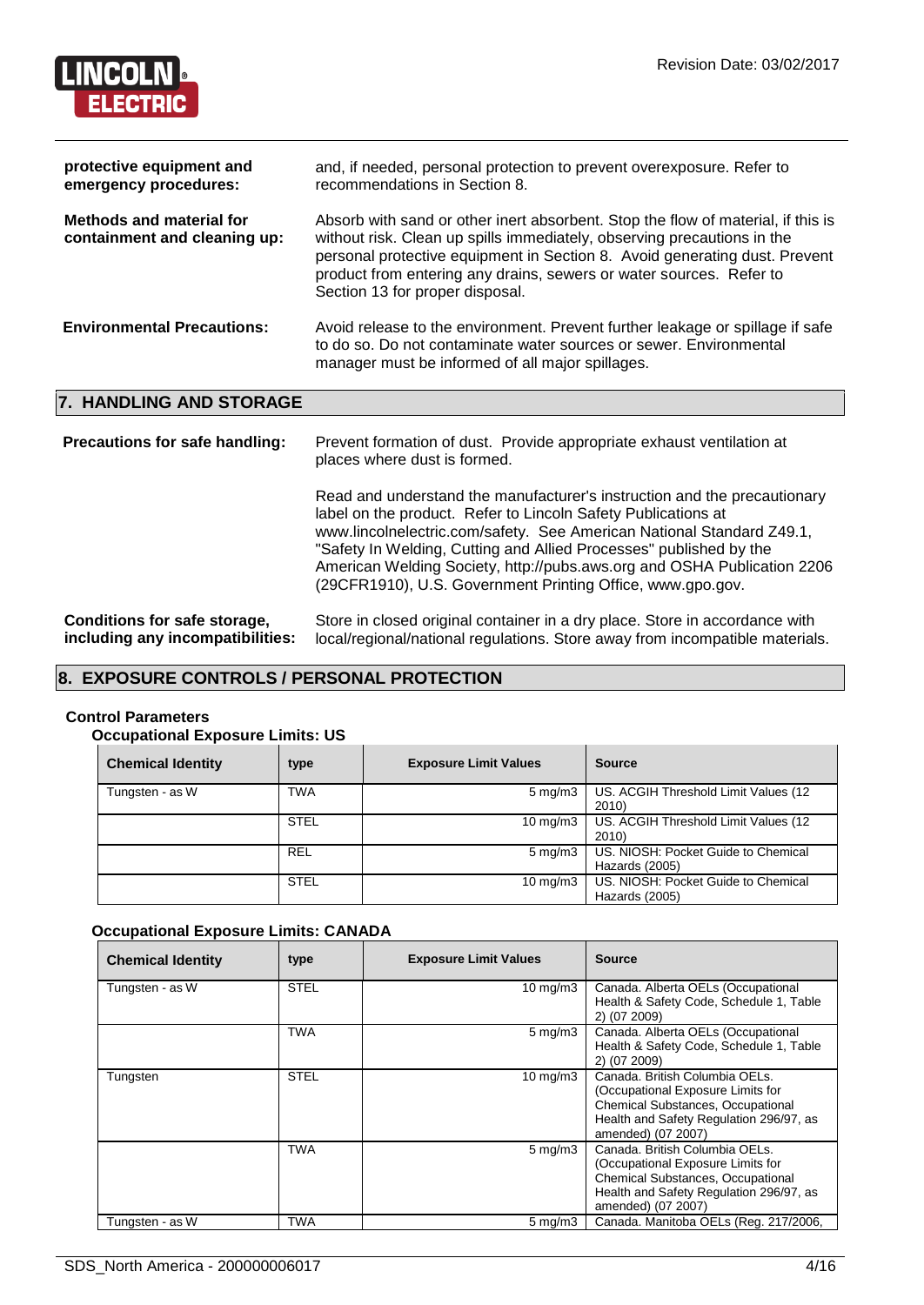**protective equipment and emergency procedures:** and, if needed, personal protection to prevent overexposure. Refer to recommendations in Section 8.

**Methods and material for containment and cleaning up:** Absorb with sand or other inert absorbent. Stop the flow of material, if this is without risk. Clean up spills immediately, observing precautions in the personal protective equipment in Section 8. Avoid generating dust. Prevent product from entering any drains, sewers or water sources. Refer to Section 13 for proper disposal.

**Environmental Precautions:** Avoid release to the environment. Prevent further leakage or spillage if safe to do so. Do not contaminate water sources or sewer. Environmental manager must be informed of all major spillages.

## 7. HANDLING AND STORAGE

**Precautions for safe handling:** Prevent formation of dust. Provide appropriate exhaust ventilation at places where dust is formed.

Read and understand the manufacturer's instruction and the precautionary label on the product. Refer to Lincoln Safety Publications at www.lincolnelectric.com/safety. See American National Standard Z49.1, "Safety In Welding, Cutting and Allied Processes" published by the American Welding Society, http://pubs.aws.org and OSHA Publication 2206 (29CFR1910), U.S. Government Printing Office, www.gpo.gov.

**Conditions for safe storage, including any incompatibilities:** Store in closed original container in a dry place. Store in accordance with local/regional/national regulations. Store away from incompatible materials.

## 8. EXPOSURE CONTROLS / PERSONAL PROTECTION

### Control Parameters

#### Occupational Exposure Limits: US

| Chemical Identity | type | Exposure Limit Values | Source |
|---|---|---|---|
| Tungsten - as W | TWA | 5 mg/m3 | US. ACGIH Threshold Limit Values (12 2010) |
| | STEL | 10 mg/m3 | US. ACGIH Threshold Limit Values (12 2010) |
| | REL | 5 mg/m3 | US. NIOSH: Pocket Guide to Chemical Hazards (2005) |
| | STEL | 10 mg/m3 | US. NIOSH: Pocket Guide to Chemical Hazards (2005) |

#### Occupational Exposure Limits: CANADA

| Chemical Identity | type | Exposure Limit Values | Source |
|---|---|---|---|
| Tungsten - as W | STEL | 10 mg/m3 | Canada. Alberta OELs (Occupational Health & Safety Code, Schedule 1, Table 2) (07 2009) |
| | TWA | 5 mg/m3 | Canada. Alberta OELs (Occupational Health & Safety Code, Schedule 1, Table 2) (07 2009) |
| Tungsten | STEL | 10 mg/m3 | Canada. British Columbia OELs. (Occupational Exposure Limits for Chemical Substances, Occupational Health and Safety Regulation 296/97, as amended) (07 2007) |
| | TWA | 5 mg/m3 | Canada. British Columbia OELs. (Occupational Exposure Limits for Chemical Substances, Occupational Health and Safety Regulation 296/97, as amended) (07 2007) |
| Tungsten - as W | TWA | 5 mg/m3 | Canada. Manitoba OELs (Reg. 217/2006, |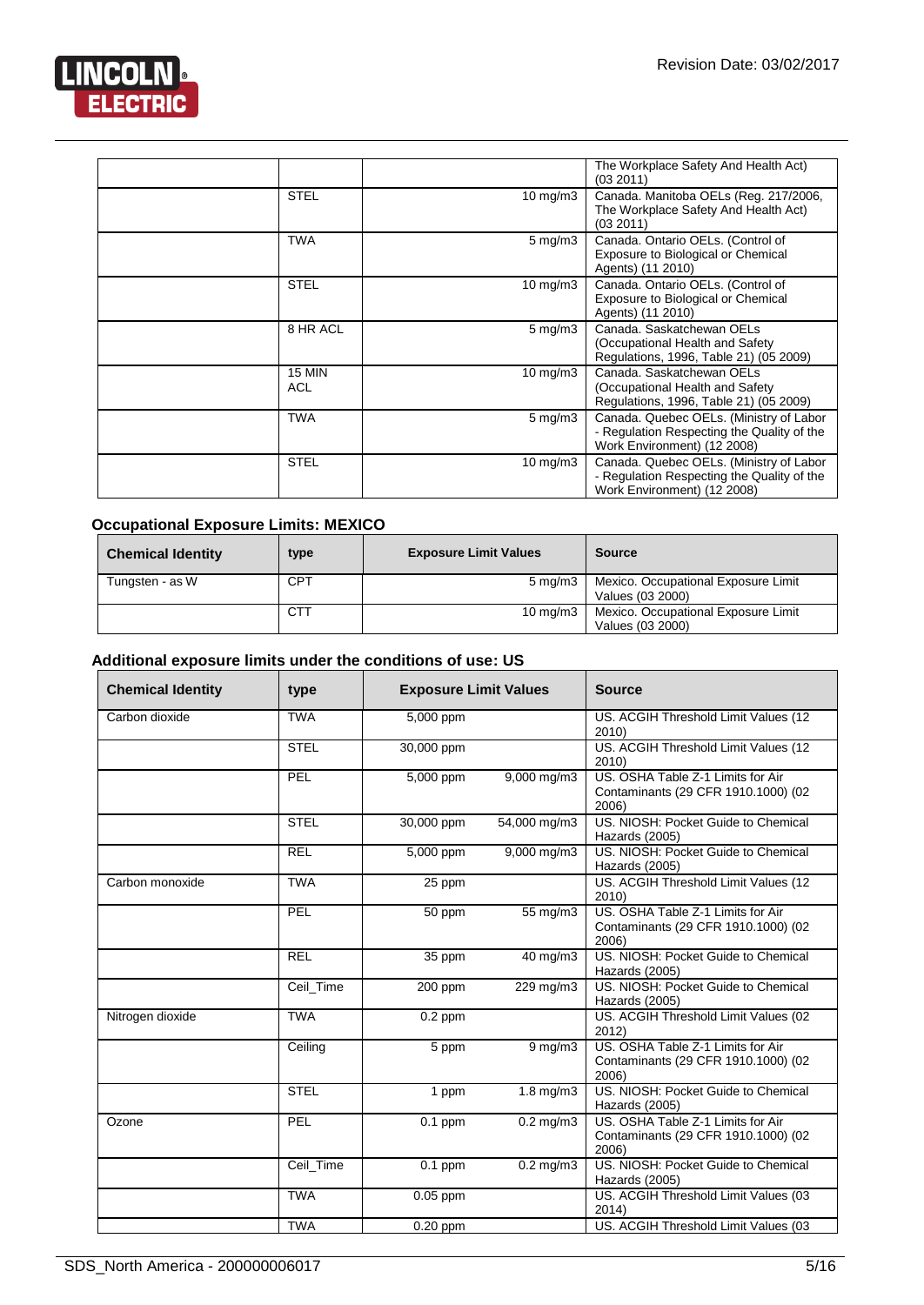| | | | |
|---|---|---|---|
| | | | The Workplace Safety And Health Act) (03 2011) |
| | STEL | 10 mg/m3 | Canada. Manitoba OELs (Reg. 217/2006, The Workplace Safety And Health Act) (03 2011) |
| | TWA | 5 mg/m3 | Canada. Ontario OELs. (Control of Exposure to Biological or Chemical Agents) (11 2010) |
| | STEL | 10 mg/m3 | Canada. Ontario OELs. (Control of Exposure to Biological or Chemical Agents) (11 2010) |
| | 8 HR ACL | 5 mg/m3 | Canada. Saskatchewan OELs (Occupational Health and Safety Regulations, 1996, Table 21) (05 2009) |
| | 15 MIN ACL | 10 mg/m3 | Canada. Saskatchewan OELs (Occupational Health and Safety Regulations, 1996, Table 21) (05 2009) |
| | TWA | 5 mg/m3 | Canada. Quebec OELs. (Ministry of Labor - Regulation Respecting the Quality of the Work Environment) (12 2008) |
| | STEL | 10 mg/m3 | Canada. Quebec OELs. (Ministry of Labor - Regulation Respecting the Quality of the Work Environment) (12 2008) |

### Occupational Exposure Limits: MEXICO

| Chemical Identity | type | Exposure Limit Values | Source |
|---|---|---|---|
| Tungsten - as W | CPT | 5 mg/m3 | Mexico. Occupational Exposure Limit Values (03 2000) |
| | CTT | 10 mg/m3 | Mexico. Occupational Exposure Limit Values (03 2000) |

### Additional exposure limits under the conditions of use: US

| Chemical Identity | type | Exposure Limit Values | | Source |
|---|---|---|---|---|
| Carbon dioxide | TWA | 5,000 ppm | | US. ACGIH Threshold Limit Values (12 2010) |
| | STEL | 30,000 ppm | | US. ACGIH Threshold Limit Values (12 2010) |
| | PEL | 5,000 ppm | 9,000 mg/m3 | US. OSHA Table Z-1 Limits for Air Contaminants (29 CFR 1910.1000) (02 2006) |
| | STEL | 30,000 ppm | 54,000 mg/m3 | US. NIOSH: Pocket Guide to Chemical Hazards (2005) |
| | REL | 5,000 ppm | 9,000 mg/m3 | US. NIOSH: Pocket Guide to Chemical Hazards (2005) |
| Carbon monoxide | TWA | 25 ppm | | US. ACGIH Threshold Limit Values (12 2010) |
| | PEL | 50 ppm | 55 mg/m3 | US. OSHA Table Z-1 Limits for Air Contaminants (29 CFR 1910.1000) (02 2006) |
| | REL | 35 ppm | 40 mg/m3 | US. NIOSH: Pocket Guide to Chemical Hazards (2005) |
| | Ceil_Time | 200 ppm | 229 mg/m3 | US. NIOSH: Pocket Guide to Chemical Hazards (2005) |
| Nitrogen dioxide | TWA | 0.2 ppm | | US. ACGIH Threshold Limit Values (02 2012) |
| | Ceiling | 5 ppm | 9 mg/m3 | US. OSHA Table Z-1 Limits for Air Contaminants (29 CFR 1910.1000) (02 2006) |
| | STEL | 1 ppm | 1.8 mg/m3 | US. NIOSH: Pocket Guide to Chemical Hazards (2005) |
| Ozone | PEL | 0.1 ppm | 0.2 mg/m3 | US. OSHA Table Z-1 Limits for Air Contaminants (29 CFR 1910.1000) (02 2006) |
| | Ceil_Time | 0.1 ppm | 0.2 mg/m3 | US. NIOSH: Pocket Guide to Chemical Hazards (2005) |
| | TWA | 0.05 ppm | | US. ACGIH Threshold Limit Values (03 2014) |
| | TWA | 0.20 ppm | | US. ACGIH Threshold Limit Values (03 |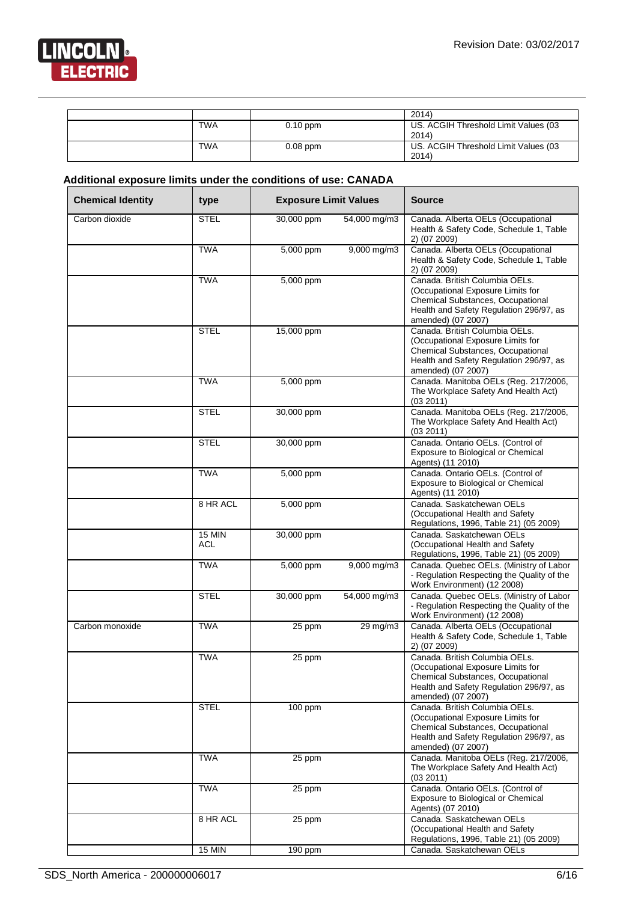| | | | |
|---|---|---|---|
| | | | 2014) |
| | TWA | 0.10 ppm | US. ACGIH Threshold Limit Values (03 2014) |
| | TWA | 0.08 ppm | US. ACGIH Threshold Limit Values (03 2014) |

### Additional exposure limits under the conditions of use: CANADA

| Chemical Identity | type | Exposure Limit Values | | Source |
|---|---|---|---|---|
| Carbon dioxide | STEL | 30,000 ppm | 54,000 mg/m3 | Canada. Alberta OELs (Occupational Health & Safety Code, Schedule 1, Table 2) (07 2009) |
| | TWA | 5,000 ppm | 9,000 mg/m3 | Canada. Alberta OELs (Occupational Health & Safety Code, Schedule 1, Table 2) (07 2009) |
| | TWA | 5,000 ppm | | Canada. British Columbia OELs. (Occupational Exposure Limits for Chemical Substances, Occupational Health and Safety Regulation 296/97, as amended) (07 2007) |
| | STEL | 15,000 ppm | | Canada. British Columbia OELs. (Occupational Exposure Limits for Chemical Substances, Occupational Health and Safety Regulation 296/97, as amended) (07 2007) |
| | TWA | 5,000 ppm | | Canada. Manitoba OELs (Reg. 217/2006, The Workplace Safety And Health Act) (03 2011) |
| | STEL | 30,000 ppm | | Canada. Manitoba OELs (Reg. 217/2006, The Workplace Safety And Health Act) (03 2011) |
| | STEL | 30,000 ppm | | Canada. Ontario OELs. (Control of Exposure to Biological or Chemical Agents) (11 2010) |
| | TWA | 5,000 ppm | | Canada. Ontario OELs. (Control of Exposure to Biological or Chemical Agents) (11 2010) |
| | 8 HR ACL | 5,000 ppm | | Canada. Saskatchewan OELs (Occupational Health and Safety Regulations, 1996, Table 21) (05 2009) |
| | 15 MIN ACL | 30,000 ppm | | Canada. Saskatchewan OELs (Occupational Health and Safety Regulations, 1996, Table 21) (05 2009) |
| | TWA | 5,000 ppm | 9,000 mg/m3 | Canada. Quebec OELs. (Ministry of Labor - Regulation Respecting the Quality of the Work Environment) (12 2008) |
| | STEL | 30,000 ppm | 54,000 mg/m3 | Canada. Quebec OELs. (Ministry of Labor - Regulation Respecting the Quality of the Work Environment) (12 2008) |
| Carbon monoxide | TWA | 25 ppm | 29 mg/m3 | Canada. Alberta OELs (Occupational Health & Safety Code, Schedule 1, Table 2) (07 2009) |
| | TWA | 25 ppm | | Canada. British Columbia OELs. (Occupational Exposure Limits for Chemical Substances, Occupational Health and Safety Regulation 296/97, as amended) (07 2007) |
| | STEL | 100 ppm | | Canada. British Columbia OELs. (Occupational Exposure Limits for Chemical Substances, Occupational Health and Safety Regulation 296/97, as amended) (07 2007) |
| | TWA | 25 ppm | | Canada. Manitoba OELs (Reg. 217/2006, The Workplace Safety And Health Act) (03 2011) |
| | TWA | 25 ppm | | Canada. Ontario OELs. (Control of Exposure to Biological or Chemical Agents) (07 2010) |
| | 8 HR ACL | 25 ppm | | Canada. Saskatchewan OELs (Occupational Health and Safety Regulations, 1996, Table 21) (05 2009) |
| | 15 MIN | 190 ppm | | Canada. Saskatchewan OELs |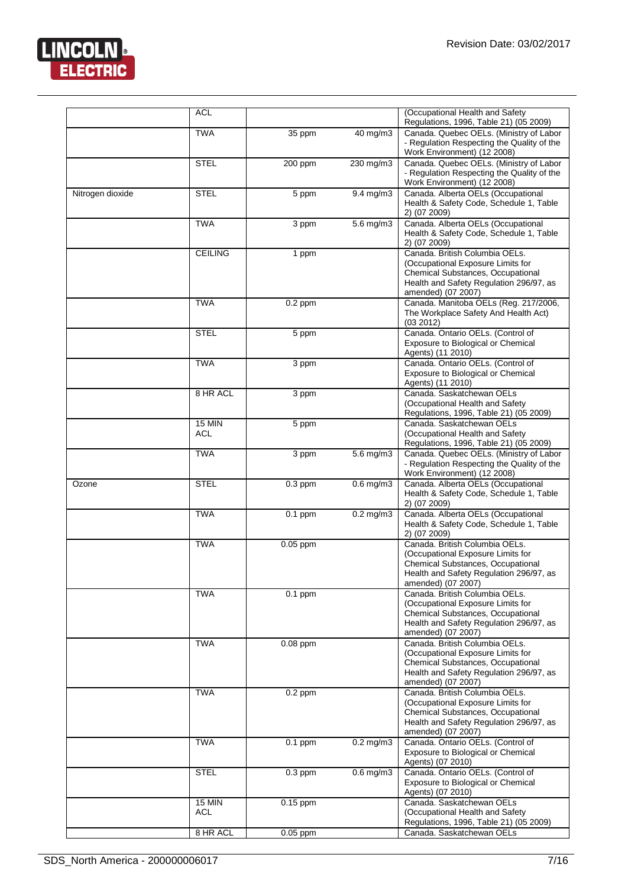| | ACL | | | (Occupational Health and Safety Regulations, 1996, Table 21) (05 2009) |
|---|---|---|---|---|
| | TWA | 35 ppm | 40 mg/m3 | Canada. Quebec OELs. (Ministry of Labor - Regulation Respecting the Quality of the Work Environment) (12 2008) |
| | STEL | 200 ppm | 230 mg/m3 | Canada. Quebec OELs. (Ministry of Labor - Regulation Respecting the Quality of the Work Environment) (12 2008) |
| Nitrogen dioxide | STEL | 5 ppm | 9.4 mg/m3 | Canada. Alberta OELs (Occupational Health & Safety Code, Schedule 1, Table 2) (07 2009) |
| | TWA | 3 ppm | 5.6 mg/m3 | Canada. Alberta OELs (Occupational Health & Safety Code, Schedule 1, Table 2) (07 2009) |
| | CEILING | 1 ppm | | Canada. British Columbia OELs. (Occupational Exposure Limits for Chemical Substances, Occupational Health and Safety Regulation 296/97, as amended) (07 2007) |
| | TWA | 0.2 ppm | | Canada. Manitoba OELs (Reg. 217/2006, The Workplace Safety And Health Act) (03 2012) |
| | STEL | 5 ppm | | Canada. Ontario OELs. (Control of Exposure to Biological or Chemical Agents) (11 2010) |
| | TWA | 3 ppm | | Canada. Ontario OELs. (Control of Exposure to Biological or Chemical Agents) (11 2010) |
| | 8 HR ACL | 3 ppm | | Canada. Saskatchewan OELs (Occupational Health and Safety Regulations, 1996, Table 21) (05 2009) |
| | 15 MIN ACL | 5 ppm | | Canada. Saskatchewan OELs (Occupational Health and Safety Regulations, 1996, Table 21) (05 2009) |
| | TWA | 3 ppm | 5.6 mg/m3 | Canada. Quebec OELs. (Ministry of Labor - Regulation Respecting the Quality of the Work Environment) (12 2008) |
| Ozone | STEL | 0.3 ppm | 0.6 mg/m3 | Canada. Alberta OELs (Occupational Health & Safety Code, Schedule 1, Table 2) (07 2009) |
| | TWA | 0.1 ppm | 0.2 mg/m3 | Canada. Alberta OELs (Occupational Health & Safety Code, Schedule 1, Table 2) (07 2009) |
| | TWA | 0.05 ppm | | Canada. British Columbia OELs. (Occupational Exposure Limits for Chemical Substances, Occupational Health and Safety Regulation 296/97, as amended) (07 2007) |
| | TWA | 0.1 ppm | | Canada. British Columbia OELs. (Occupational Exposure Limits for Chemical Substances, Occupational Health and Safety Regulation 296/97, as amended) (07 2007) |
| | TWA | 0.08 ppm | | Canada. British Columbia OELs. (Occupational Exposure Limits for Chemical Substances, Occupational Health and Safety Regulation 296/97, as amended) (07 2007) |
| | TWA | 0.2 ppm | | Canada. British Columbia OELs. (Occupational Exposure Limits for Chemical Substances, Occupational Health and Safety Regulation 296/97, as amended) (07 2007) |
| | TWA | 0.1 ppm | 0.2 mg/m3 | Canada. Ontario OELs. (Control of Exposure to Biological or Chemical Agents) (07 2010) |
| | STEL | 0.3 ppm | 0.6 mg/m3 | Canada. Ontario OELs. (Control of Exposure to Biological or Chemical Agents) (07 2010) |
| | 15 MIN ACL | 0.15 ppm | | Canada. Saskatchewan OELs (Occupational Health and Safety Regulations, 1996, Table 21) (05 2009) |
| | 8 HR ACL | 0.05 ppm | | Canada. Saskatchewan OELs |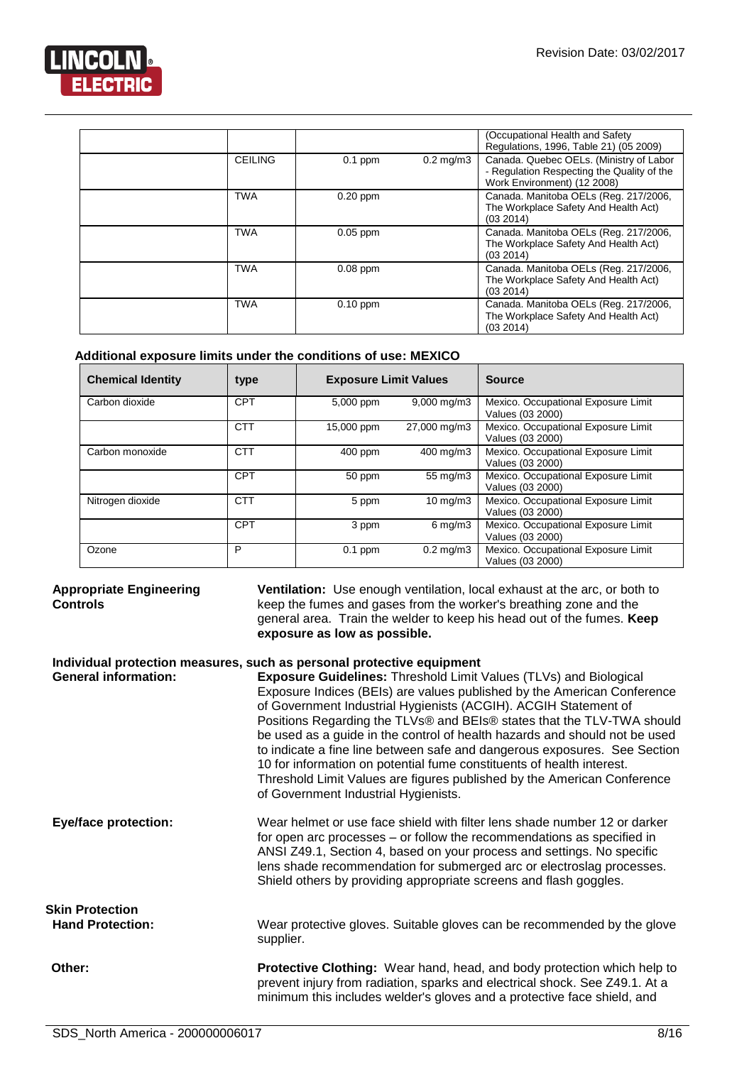| | | | | |
|---|---|---|---|---|
| | | | | (Occupational Health and Safety Regulations, 1996, Table 21) (05 2009) |
| | CEILING | 0.1 ppm | 0.2 mg/m3 | Canada. Quebec OELs. (Ministry of Labor - Regulation Respecting the Quality of the Work Environment) (12 2008) |
| | TWA | 0.20 ppm | | Canada. Manitoba OELs (Reg. 217/2006, The Workplace Safety And Health Act) (03 2014) |
| | TWA | 0.05 ppm | | Canada. Manitoba OELs (Reg. 217/2006, The Workplace Safety And Health Act) (03 2014) |
| | TWA | 0.08 ppm | | Canada. Manitoba OELs (Reg. 217/2006, The Workplace Safety And Health Act) (03 2014) |
| | TWA | 0.10 ppm | | Canada. Manitoba OELs (Reg. 217/2006, The Workplace Safety And Health Act) (03 2014) |

**Additional exposure limits under the conditions of use: MEXICO**

| Chemical Identity | type | Exposure Limit Values | | Source |
|---|---|---|---|---|
| Carbon dioxide | CPT | 5,000 ppm | 9,000 mg/m3 | Mexico. Occupational Exposure Limit Values (03 2000) |
| | CTT | 15,000 ppm | 27,000 mg/m3 | Mexico. Occupational Exposure Limit Values (03 2000) |
| Carbon monoxide | CTT | 400 ppm | 400 mg/m3 | Mexico. Occupational Exposure Limit Values (03 2000) |
| | CPT | 50 ppm | 55 mg/m3 | Mexico. Occupational Exposure Limit Values (03 2000) |
| Nitrogen dioxide | CTT | 5 ppm | 10 mg/m3 | Mexico. Occupational Exposure Limit Values (03 2000) |
| | CPT | 3 ppm | 6 mg/m3 | Mexico. Occupational Exposure Limit Values (03 2000) |
| Ozone | P | 0.1 ppm | 0.2 mg/m3 | Mexico. Occupational Exposure Limit Values (03 2000) |

**Appropriate Engineering Controls**

**Ventilation:** Use enough ventilation, local exhaust at the arc, or both to keep the fumes and gases from the worker's breathing zone and the general area. Train the welder to keep his head out of the fumes. **Keep exposure as low as possible.**

**Individual protection measures, such as personal protective equipment**

**General information:**

**Exposure Guidelines:** Threshold Limit Values (TLVs) and Biological Exposure Indices (BEIs) are values published by the American Conference of Government Industrial Hygienists (ACGIH). ACGIH Statement of Positions Regarding the TLVs® and BEIs® states that the TLV-TWA should be used as a guide in the control of health hazards and should not be used to indicate a fine line between safe and dangerous exposures. See Section 10 for information on potential fume constituents of health interest. Threshold Limit Values are figures published by the American Conference of Government Industrial Hygienists.

**Eye/face protection:**

Wear helmet or use face shield with filter lens shade number 12 or darker for open arc processes – or follow the recommendations as specified in ANSI Z49.1, Section 4, based on your process and settings. No specific lens shade recommendation for submerged arc or electroslag processes. Shield others by providing appropriate screens and flash goggles.

**Skin Protection**

**Hand Protection:**

Wear protective gloves. Suitable gloves can be recommended by the glove supplier.

**Other:**

**Protective Clothing:** Wear hand, head, and body protection which help to prevent injury from radiation, sparks and electrical shock. See Z49.1. At a minimum this includes welder's gloves and a protective face shield, and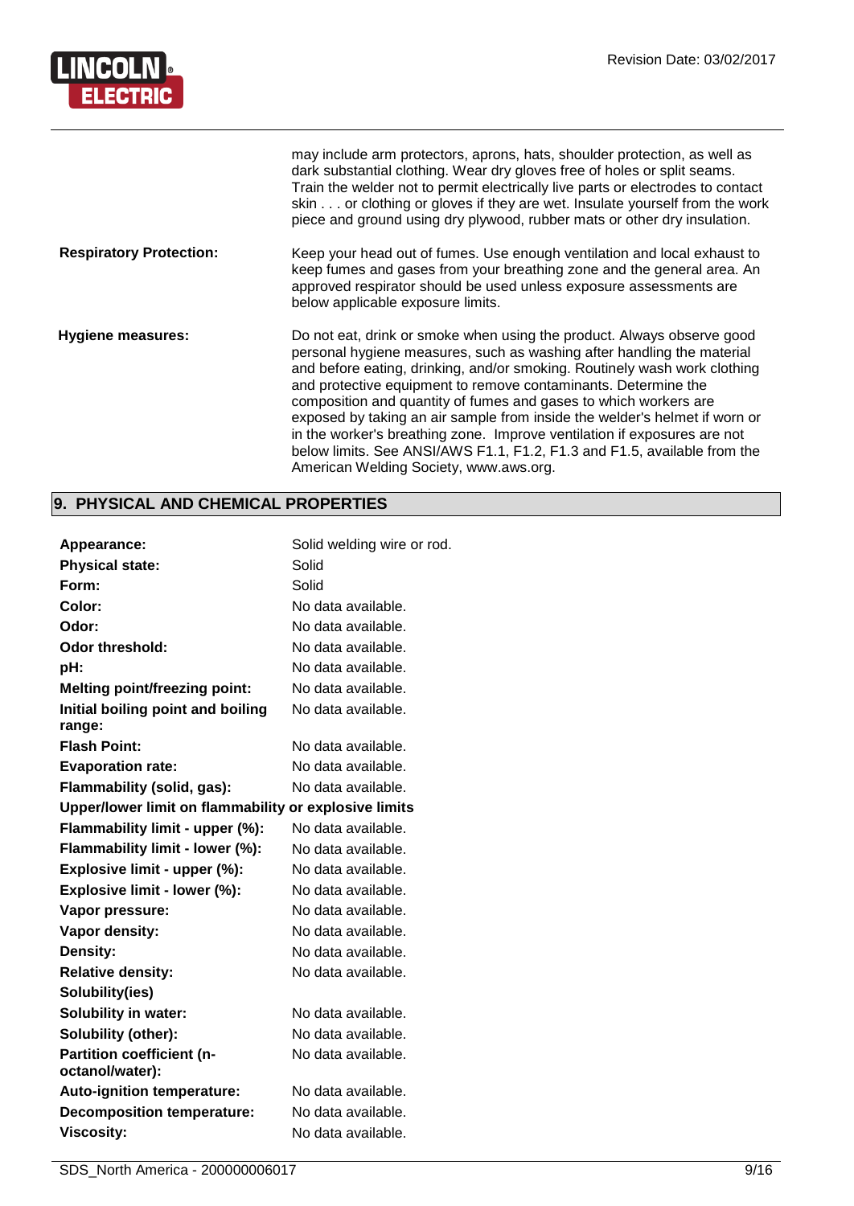| | |
|---|---|
| | may include arm protectors, aprons, hats, shoulder protection, as well as dark substantial clothing. Wear dry gloves free of holes or split seams. Train the welder not to permit electrically live parts or electrodes to contact skin . . . or clothing or gloves if they are wet. Insulate yourself from the work piece and ground using dry plywood, rubber mats or other dry insulation. |
| **Respiratory Protection:** | Keep your head out of fumes. Use enough ventilation and local exhaust to keep fumes and gases from your breathing zone and the general area. An approved respirator should be used unless exposure assessments are below applicable exposure limits. |
| **Hygiene measures:** | Do not eat, drink or smoke when using the product. Always observe good personal hygiene measures, such as washing after handling the material and before eating, drinking, and/or smoking. Routinely wash work clothing and protective equipment to remove contaminants. Determine the composition and quantity of fumes and gases to which workers are exposed by taking an air sample from inside the welder's helmet if worn or in the worker's breathing zone. Improve ventilation if exposures are not below limits. See ANSI/AWS F1.1, F1.2, F1.3 and F1.5, available from the American Welding Society, www.aws.org. |

## 9. PHYSICAL AND CHEMICAL PROPERTIES

| | |
|---|---|
| **Appearance:** | Solid welding wire or rod. |
| **Physical state:** | Solid |
| **Form:** | Solid |
| **Color:** | No data available. |
| **Odor:** | No data available. |
| **Odor threshold:** | No data available. |
| **pH:** | No data available. |
| **Melting point/freezing point:** | No data available. |
| **Initial boiling point and boiling range:** | No data available. |
| **Flash Point:** | No data available. |
| **Evaporation rate:** | No data available. |
| **Flammability (solid, gas):** | No data available. |
| **Upper/lower limit on flammability or explosive limits** | |
| **Flammability limit - upper (%):** | No data available. |
| **Flammability limit - lower (%):** | No data available. |
| **Explosive limit - upper (%):** | No data available. |
| **Explosive limit - lower (%):** | No data available. |
| **Vapor pressure:** | No data available. |
| **Vapor density:** | No data available. |
| **Density:** | No data available. |
| **Relative density:** | No data available. |
| **Solubility(ies)** | |
| **Solubility in water:** | No data available. |
| **Solubility (other):** | No data available. |
| **Partition coefficient (n-octanol/water):** | No data available. |
| **Auto-ignition temperature:** | No data available. |
| **Decomposition temperature:** | No data available. |
| **Viscosity:** | No data available. |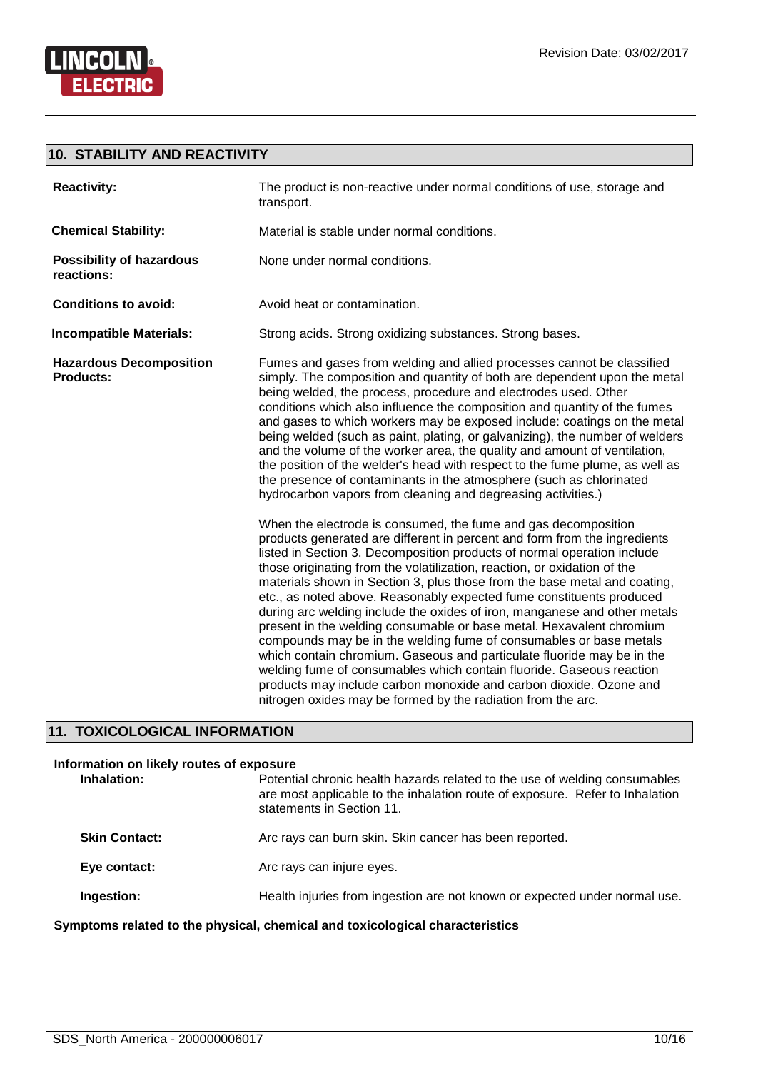## 10. STABILITY AND REACTIVITY

| | |
|---|---|
| **Reactivity:** | The product is non-reactive under normal conditions of use, storage and transport. |
| **Chemical Stability:** | Material is stable under normal conditions. |
| **Possibility of hazardous reactions:** | None under normal conditions. |
| **Conditions to avoid:** | Avoid heat or contamination. |
| **Incompatible Materials:** | Strong acids. Strong oxidizing substances. Strong bases. |
| **Hazardous Decomposition Products:** | Fumes and gases from welding and allied processes cannot be classified simply. The composition and quantity of both are dependent upon the metal being welded, the process, procedure and electrodes used. Other conditions which also influence the composition and quantity of the fumes and gases to which workers may be exposed include: coatings on the metal being welded (such as paint, plating, or galvanizing), the number of welders and the volume of the worker area, the quality and amount of ventilation, the position of the welder's head with respect to the fume plume, as well as the presence of contaminants in the atmosphere (such as chlorinated hydrocarbon vapors from cleaning and degreasing activities.)<br><br>When the electrode is consumed, the fume and gas decomposition products generated are different in percent and form from the ingredients listed in Section 3. Decomposition products of normal operation include those originating from the volatilization, reaction, or oxidation of the materials shown in Section 3, plus those from the base metal and coating, etc., as noted above. Reasonably expected fume constituents produced during arc welding include the oxides of iron, manganese and other metals present in the welding consumable or base metal. Hexavalent chromium compounds may be in the welding fume of consumables or base metals which contain chromium. Gaseous and particulate fluoride may be in the welding fume of consumables which contain fluoride. Gaseous reaction products may include carbon monoxide and carbon dioxide. Ozone and nitrogen oxides may be formed by the radiation from the arc. |

## 11. TOXICOLOGICAL INFORMATION

**Information on likely routes of exposure**

| | |
|---|---|
| **Inhalation:** | Potential chronic health hazards related to the use of welding consumables are most applicable to the inhalation route of exposure. Refer to Inhalation statements in Section 11. |
| **Skin Contact:** | Arc rays can burn skin. Skin cancer has been reported. |
| **Eye contact:** | Arc rays can injure eyes. |
| **Ingestion:** | Health injuries from ingestion are not known or expected under normal use. |

**Symptoms related to the physical, chemical and toxicological characteristics**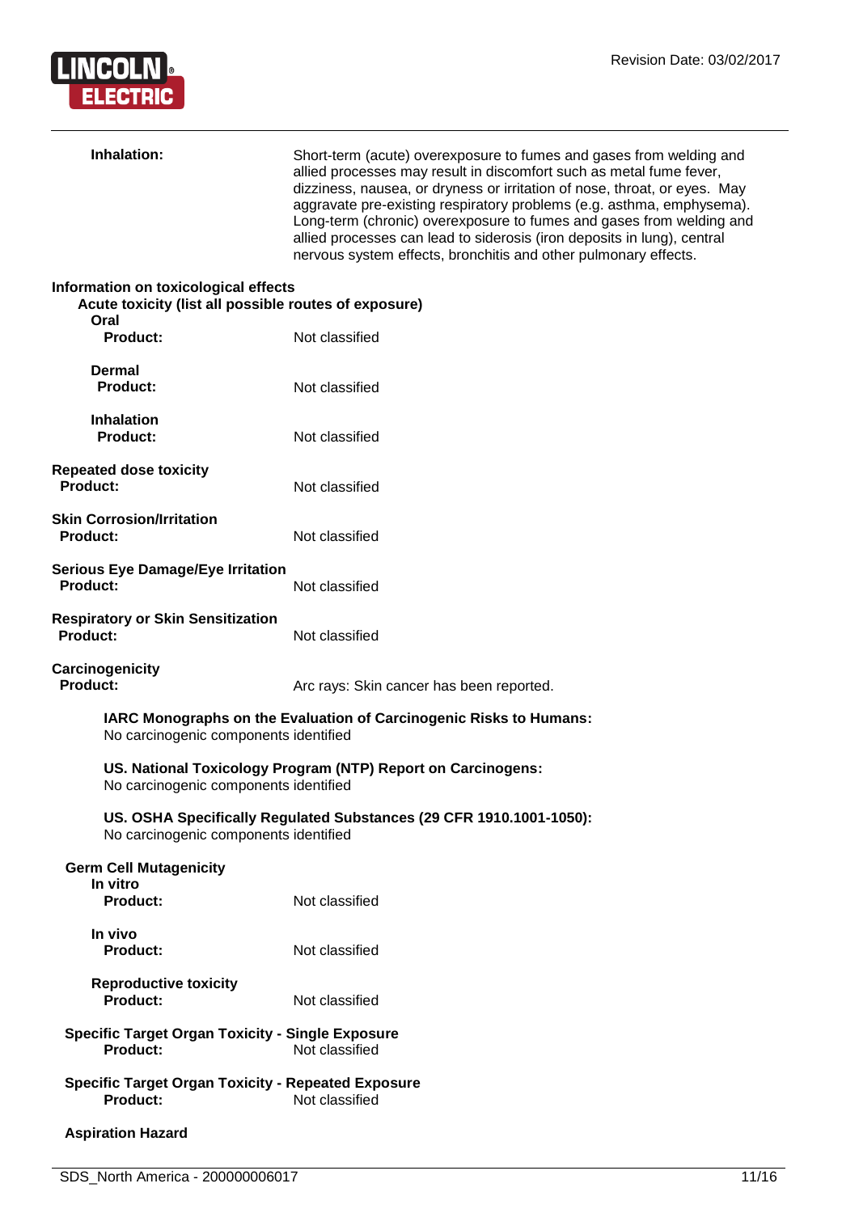**Inhalation:** Short-term (acute) overexposure to fumes and gases from welding and allied processes may result in discomfort such as metal fume fever, dizziness, nausea, or dryness or irritation of nose, throat, or eyes. May aggravate pre-existing respiratory problems (e.g. asthma, emphysema). Long-term (chronic) overexposure to fumes and gases from welding and allied processes can lead to siderosis (iron deposits in lung), central nervous system effects, bronchitis and other pulmonary effects.

**Information on toxicological effects**

**Acute toxicity (list all possible routes of exposure)**

**Oral**

**Product:** Not classified

**Dermal**

**Product:** Not classified

**Inhalation**

**Product:** Not classified

**Repeated dose toxicity**

**Product:** Not classified

**Skin Corrosion/Irritation**

**Product:** Not classified

**Serious Eye Damage/Eye Irritation**

**Product:** Not classified

**Respiratory or Skin Sensitization**

**Product:** Not classified

**Carcinogenicity**

**Product:** Arc rays: Skin cancer has been reported.

**IARC Monographs on the Evaluation of Carcinogenic Risks to Humans:**
No carcinogenic components identified

**US. National Toxicology Program (NTP) Report on Carcinogens:**
No carcinogenic components identified

**US. OSHA Specifically Regulated Substances (29 CFR 1910.1001-1050):**
No carcinogenic components identified

**Germ Cell Mutagenicity**

**In vitro**

**Product:** Not classified

**In vivo**

**Product:** Not classified

**Reproductive toxicity**

**Product:** Not classified

**Specific Target Organ Toxicity - Single Exposure**

**Product:** Not classified

**Specific Target Organ Toxicity - Repeated Exposure**

**Product:** Not classified

**Aspiration Hazard**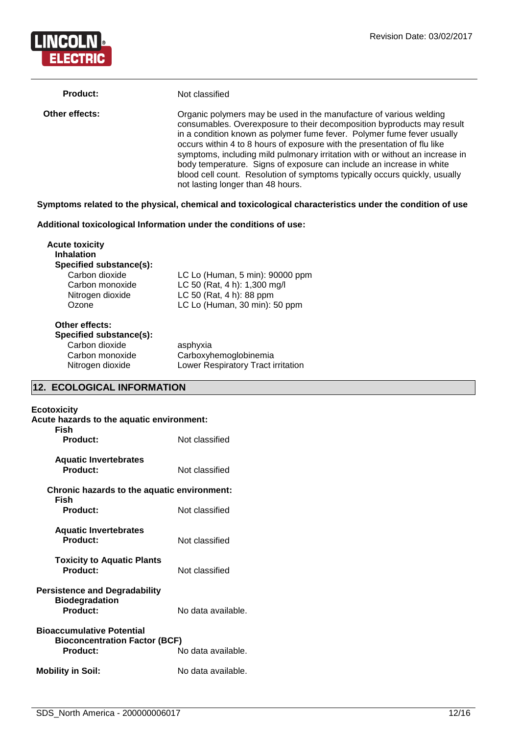**Product:** Not classified

**Other effects:** Organic polymers may be used in the manufacture of various welding consumables. Overexposure to their decomposition byproducts may result in a condition known as polymer fume fever. Polymer fume fever usually occurs within 4 to 8 hours of exposure with the presentation of flu like symptoms, including mild pulmonary irritation with or without an increase in body temperature. Signs of exposure can include an increase in white blood cell count. Resolution of symptoms typically occurs quickly, usually not lasting longer than 48 hours.

**Symptoms related to the physical, chemical and toxicological characteristics under the condition of use**

**Additional toxicological Information under the conditions of use:**

**Acute toxicity**

**Inhalation**

**Specified substance(s):**

| | |
|---|---|
| Carbon dioxide | LC Lo (Human, 5 min): 90000 ppm |
| Carbon monoxide | LC 50 (Rat, 4 h): 1,300 mg/l |
| Nitrogen dioxide | LC 50 (Rat, 4 h): 88 ppm |
| Ozone | LC Lo (Human, 30 min): 50 ppm |

**Other effects:**

**Specified substance(s):**

| | |
|---|---|
| Carbon dioxide | asphyxia |
| Carbon monoxide | Carboxyhemoglobinemia |
| Nitrogen dioxide | Lower Respiratory Tract irritation |

## 12. ECOLOGICAL INFORMATION

**Ecotoxicity**

**Acute hazards to the aquatic environment:**

**Fish**

**Product:** Not classified

**Aquatic Invertebrates**

**Product:** Not classified

**Chronic hazards to the aquatic environment:**

**Fish**

**Product:** Not classified

**Aquatic Invertebrates**

**Product:** Not classified

**Toxicity to Aquatic Plants**

**Product:** Not classified

**Persistence and Degradability**

**Biodegradation**

**Product:** No data available.

**Bioaccumulative Potential**

**Bioconcentration Factor (BCF)**

**Product:** No data available.

**Mobility in Soil:** No data available.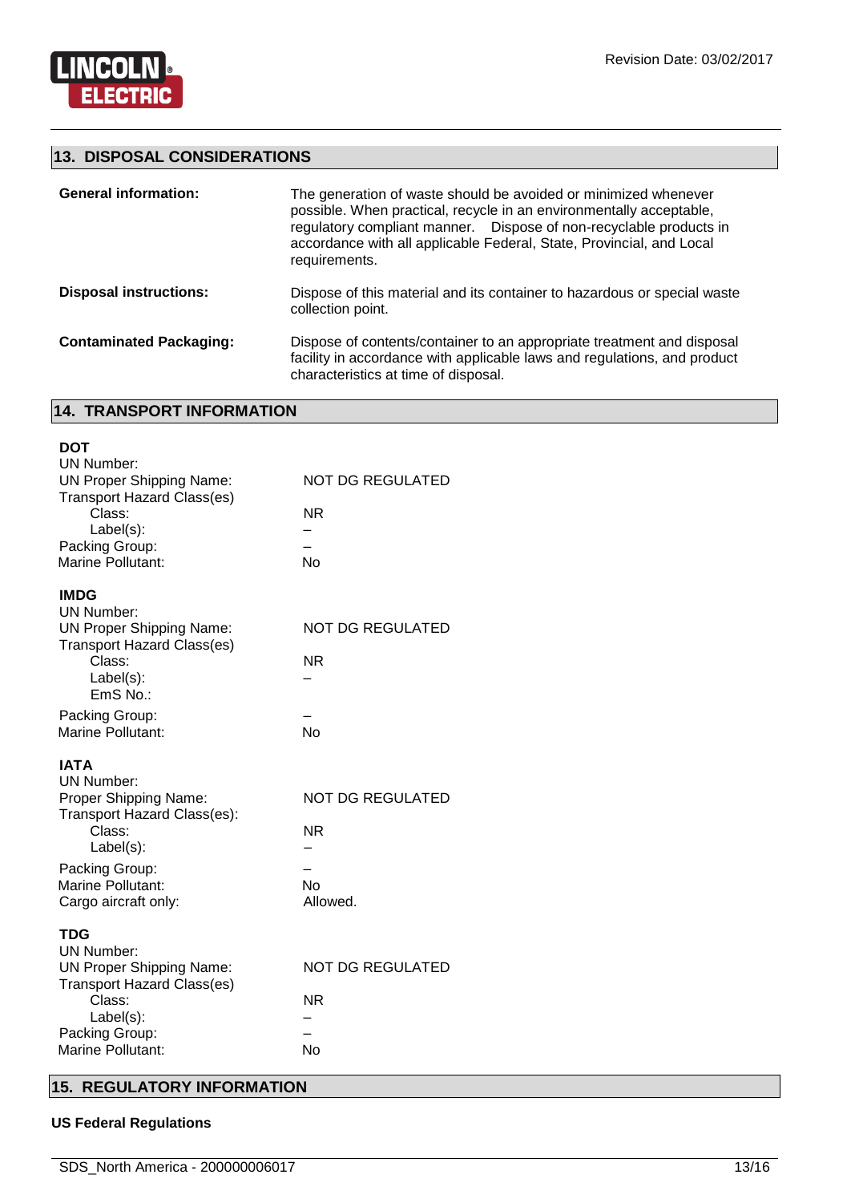## 13. DISPOSAL CONSIDERATIONS

| | |
|---|---|
| **General information:** | The generation of waste should be avoided or minimized whenever possible. When practical, recycle in an environmentally acceptable, regulatory compliant manner. Dispose of non-recyclable products in accordance with all applicable Federal, State, Provincial, and Local requirements. |
| **Disposal instructions:** | Dispose of this material and its container to hazardous or special waste collection point. |
| **Contaminated Packaging:** | Dispose of contents/container to an appropriate treatment and disposal facility in accordance with applicable laws and regulations, and product characteristics at time of disposal. |

## 14. TRANSPORT INFORMATION

**DOT**

| | |
|---|---|
| UN Number: | |
| UN Proper Shipping Name: | NOT DG REGULATED |
| Transport Hazard Class(es) | |
| Class: | NR |
| Label(s): | – |
| Packing Group: | – |
| Marine Pollutant: | No |

**IMDG**

| | |
|---|---|
| UN Number: | |
| UN Proper Shipping Name: | NOT DG REGULATED |
| Transport Hazard Class(es) | |
| Class: | NR |
| Label(s): | – |
| EmS No.: | |
| Packing Group: | – |
| Marine Pollutant: | No |

**IATA**

| | |
|---|---|
| UN Number: | |
| Proper Shipping Name: | NOT DG REGULATED |
| Transport Hazard Class(es): | |
| Class: | NR |
| Label(s): | – |
| Packing Group: | – |
| Marine Pollutant: | No |
| Cargo aircraft only: | Allowed. |

**TDG**

| | |
|---|---|
| UN Number: | |
| UN Proper Shipping Name: | NOT DG REGULATED |
| Transport Hazard Class(es) | |
| Class: | NR |
| Label(s): | – |
| Packing Group: | – |
| Marine Pollutant: | No |

## 15. REGULATORY INFORMATION

**US Federal Regulations**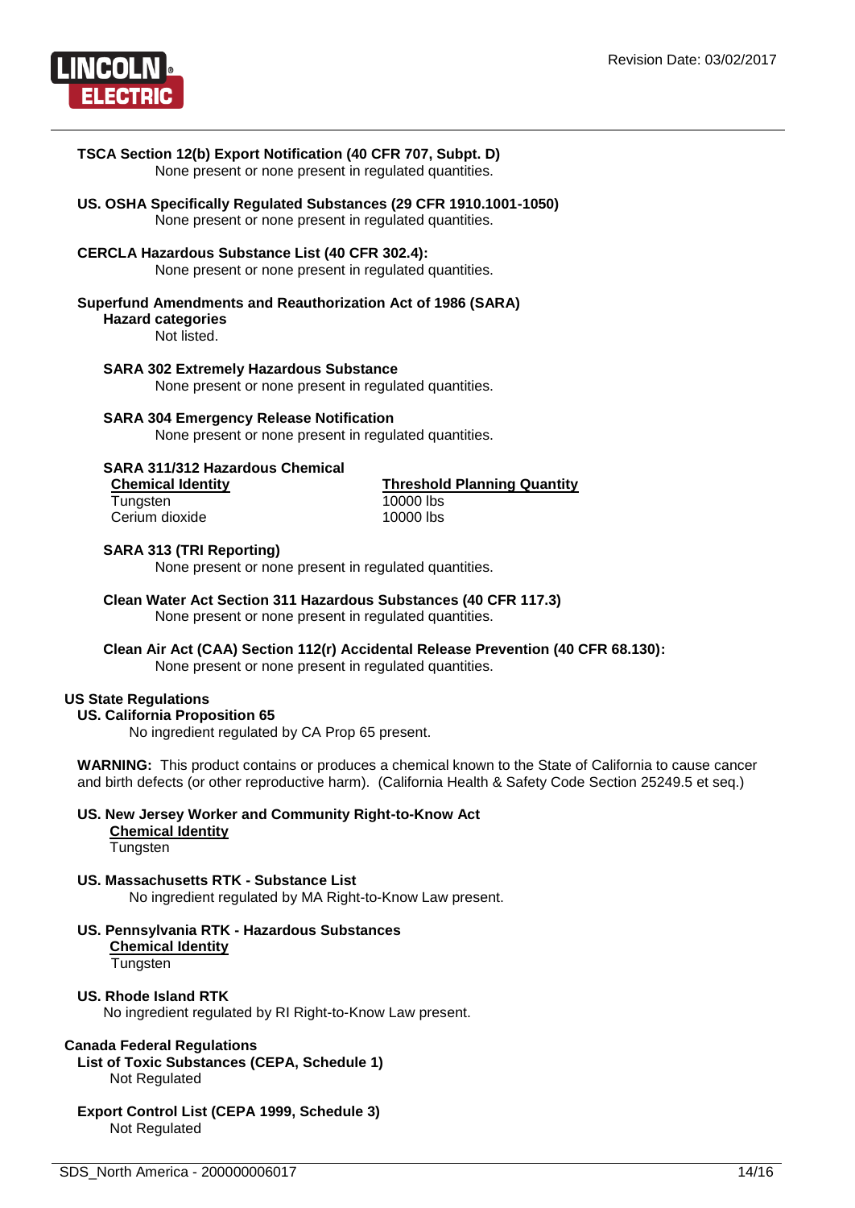**TSCA Section 12(b) Export Notification (40 CFR 707, Subpt. D)**
None present or none present in regulated quantities.

**US. OSHA Specifically Regulated Substances (29 CFR 1910.1001-1050)**
None present or none present in regulated quantities.

**CERCLA Hazardous Substance List (40 CFR 302.4):**
None present or none present in regulated quantities.

**Superfund Amendments and Reauthorization Act of 1986 (SARA)**

**Hazard categories**
Not listed.

**SARA 302 Extremely Hazardous Substance**
None present or none present in regulated quantities.

**SARA 304 Emergency Release Notification**
None present or none present in regulated quantities.

**SARA 311/312 Hazardous Chemical**

| Chemical Identity | Threshold Planning Quantity |
|---|---|
| Tungsten | 10000 lbs |
| Cerium dioxide | 10000 lbs |

**SARA 313 (TRI Reporting)**
None present or none present in regulated quantities.

**Clean Water Act Section 311 Hazardous Substances (40 CFR 117.3)**
None present or none present in regulated quantities.

**Clean Air Act (CAA) Section 112(r) Accidental Release Prevention (40 CFR 68.130):**
None present or none present in regulated quantities.

**US State Regulations**

**US. California Proposition 65**
No ingredient regulated by CA Prop 65 present.

**WARNING:** This product contains or produces a chemical known to the State of California to cause cancer and birth defects (or other reproductive harm). (California Health & Safety Code Section 25249.5 et seq.)

**US. New Jersey Worker and Community Right-to-Know Act**

<u>**Chemical Identity**</u>
Tungsten

**US. Massachusetts RTK - Substance List**
No ingredient regulated by MA Right-to-Know Law present.

**US. Pennsylvania RTK - Hazardous Substances**

<u>**Chemical Identity**</u>
Tungsten

**US. Rhode Island RTK**
No ingredient regulated by RI Right-to-Know Law present.

**Canada Federal Regulations**

**List of Toxic Substances (CEPA, Schedule 1)**
Not Regulated

**Export Control List (CEPA 1999, Schedule 3)**
Not Regulated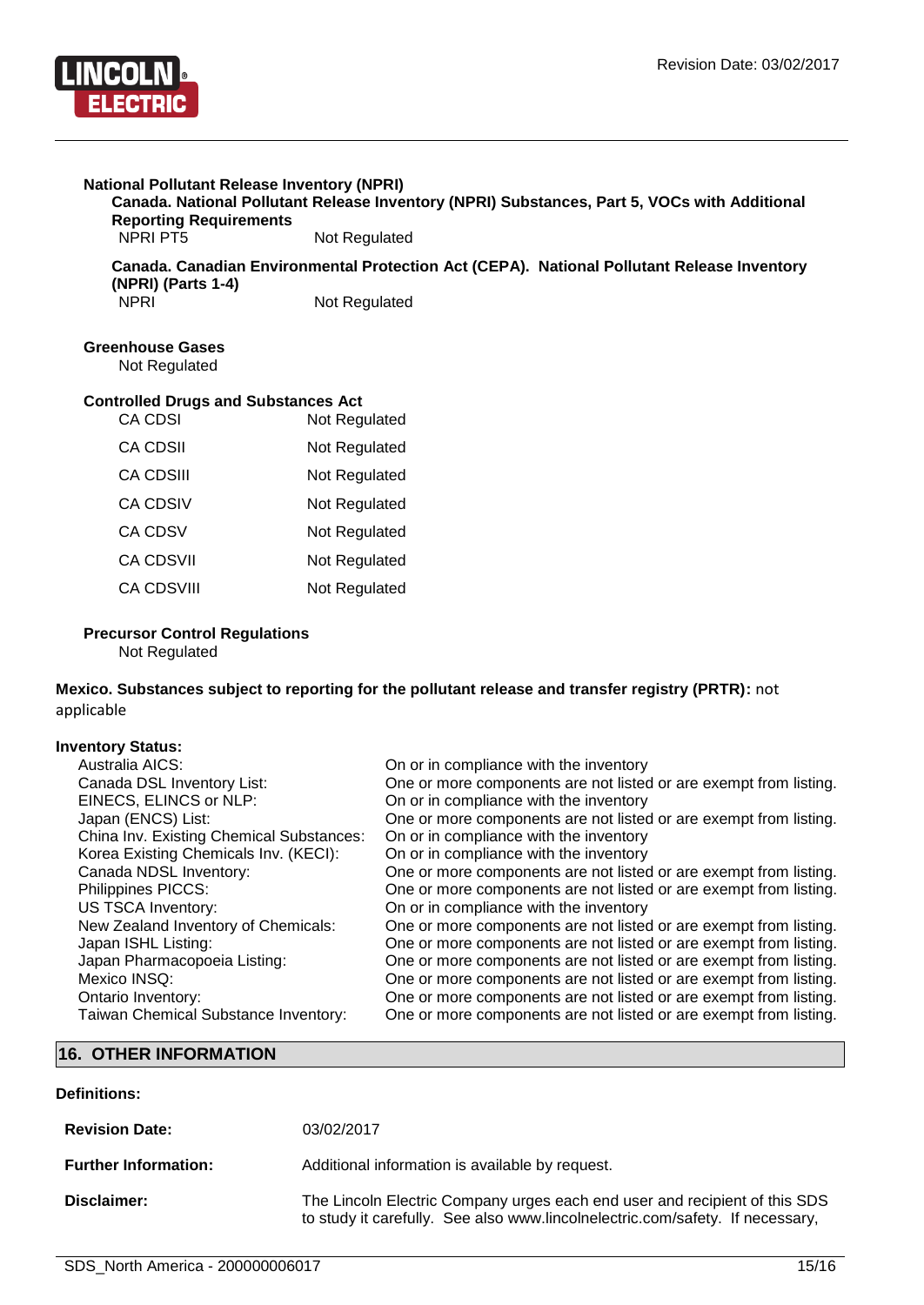**National Pollutant Release Inventory (NPRI)**

**Canada. National Pollutant Release Inventory (NPRI) Substances, Part 5, VOCs with Additional Reporting Requirements**

| NPRI PT5 | Not Regulated |
|---|---|

**Canada. Canadian Environmental Protection Act (CEPA). National Pollutant Release Inventory (NPRI) (Parts 1-4)**

| NPRI | Not Regulated |
|---|---|

**Greenhouse Gases**

Not Regulated

**Controlled Drugs and Substances Act**

| CA CDSI | Not Regulated |
|---|---|
| CA CDSII | Not Regulated |
| CA CDSIII | Not Regulated |
| CA CDSIV | Not Regulated |
| CA CDSV | Not Regulated |
| CA CDSVII | Not Regulated |
| CA CDSVIII | Not Regulated |

**Precursor Control Regulations**

Not Regulated

**Mexico. Substances subject to reporting for the pollutant release and transfer registry (PRTR):** not applicable

**Inventory Status:**

| Inventory | Status |
|---|---|
| Australia AICS: | On or in compliance with the inventory |
| Canada DSL Inventory List: | One or more components are not listed or are exempt from listing. |
| EINECS, ELINCS or NLP: | On or in compliance with the inventory |
| Japan (ENCS) List: | One or more components are not listed or are exempt from listing. |
| China Inv. Existing Chemical Substances: | On or in compliance with the inventory |
| Korea Existing Chemicals Inv. (KECI): | On or in compliance with the inventory |
| Canada NDSL Inventory: | One or more components are not listed or are exempt from listing. |
| Philippines PICCS: | One or more components are not listed or are exempt from listing. |
| US TSCA Inventory: | On or in compliance with the inventory |
| New Zealand Inventory of Chemicals: | One or more components are not listed or are exempt from listing. |
| Japan ISHL Listing: | One or more components are not listed or are exempt from listing. |
| Japan Pharmacopoeia Listing: | One or more components are not listed or are exempt from listing. |
| Mexico INSQ: | One or more components are not listed or are exempt from listing. |
| Ontario Inventory: | One or more components are not listed or are exempt from listing. |
| Taiwan Chemical Substance Inventory: | One or more components are not listed or are exempt from listing. |

## 16. OTHER INFORMATION

**Definitions:**

**Revision Date:** 03/02/2017

**Further Information:** Additional information is available by request.

**Disclaimer:** The Lincoln Electric Company urges each end user and recipient of this SDS to study it carefully. See also www.lincolnelectric.com/safety. If necessary,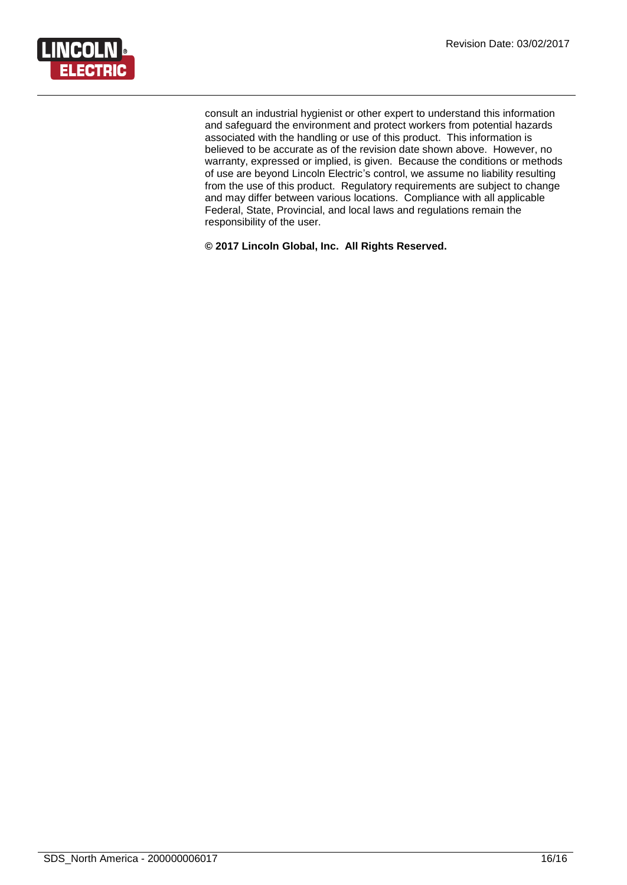consult an industrial hygienist or other expert to understand this information and safeguard the environment and protect workers from potential hazards associated with the handling or use of this product. This information is believed to be accurate as of the revision date shown above. However, no warranty, expressed or implied, is given. Because the conditions or methods of use are beyond Lincoln Electric's control, we assume no liability resulting from the use of this product. Regulatory requirements are subject to change and may differ between various locations. Compliance with all applicable Federal, State, Provincial, and local laws and regulations remain the responsibility of the user.

**© 2017 Lincoln Global, Inc. All Rights Reserved.**